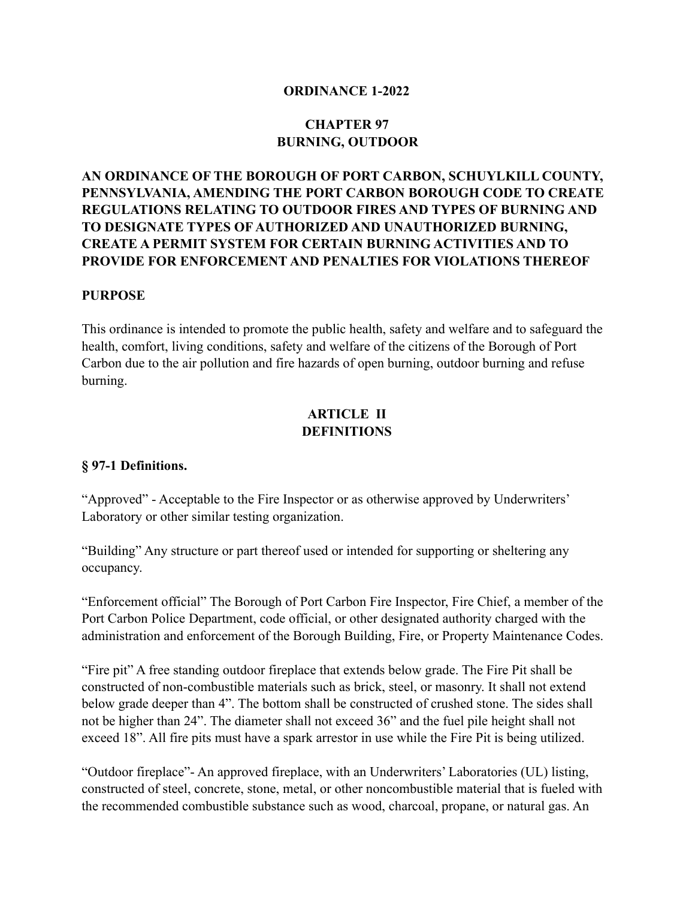# ORDINANCE 1-2022

## CHAPTER 97
## BURNING, OUTDOOR

**AN ORDINANCE OF THE BOROUGH OF PORT CARBON, SCHUYLKILL COUNTY, PENNSYLVANIA, AMENDING THE PORT CARBON BOROUGH CODE TO CREATE REGULATIONS RELATING TO OUTDOOR FIRES AND TYPES OF BURNING AND TO DESIGNATE TYPES OF AUTHORIZED AND UNAUTHORIZED BURNING, CREATE A PERMIT SYSTEM FOR CERTAIN BURNING ACTIVITIES AND TO PROVIDE FOR ENFORCEMENT AND PENALTIES FOR VIOLATIONS THEREOF**

### PURPOSE

This ordinance is intended to promote the public health, safety and welfare and to safeguard the health, comfort, living conditions, safety and welfare of the citizens of the Borough of Port Carbon due to the air pollution and fire hazards of open burning, outdoor burning and refuse burning.

## ARTICLE II
## DEFINITIONS

### § 97-1 Definitions.

"Approved" - Acceptable to the Fire Inspector or as otherwise approved by Underwriters' Laboratory or other similar testing organization.

"Building" Any structure or part thereof used or intended for supporting or sheltering any occupancy.

"Enforcement official" The Borough of Port Carbon Fire Inspector, Fire Chief, a member of the Port Carbon Police Department, code official, or other designated authority charged with the administration and enforcement of the Borough Building, Fire, or Property Maintenance Codes.

"Fire pit" A free standing outdoor fireplace that extends below grade. The Fire Pit shall be constructed of non-combustible materials such as brick, steel, or masonry. It shall not extend below grade deeper than 4". The bottom shall be constructed of crushed stone. The sides shall not be higher than 24". The diameter shall not exceed 36" and the fuel pile height shall not exceed 18". All fire pits must have a spark arrestor in use while the Fire Pit is being utilized.

"Outdoor fireplace"- An approved fireplace, with an Underwriters' Laboratories (UL) listing, constructed of steel, concrete, stone, metal, or other noncombustible material that is fueled with the recommended combustible substance such as wood, charcoal, propane, or natural gas. An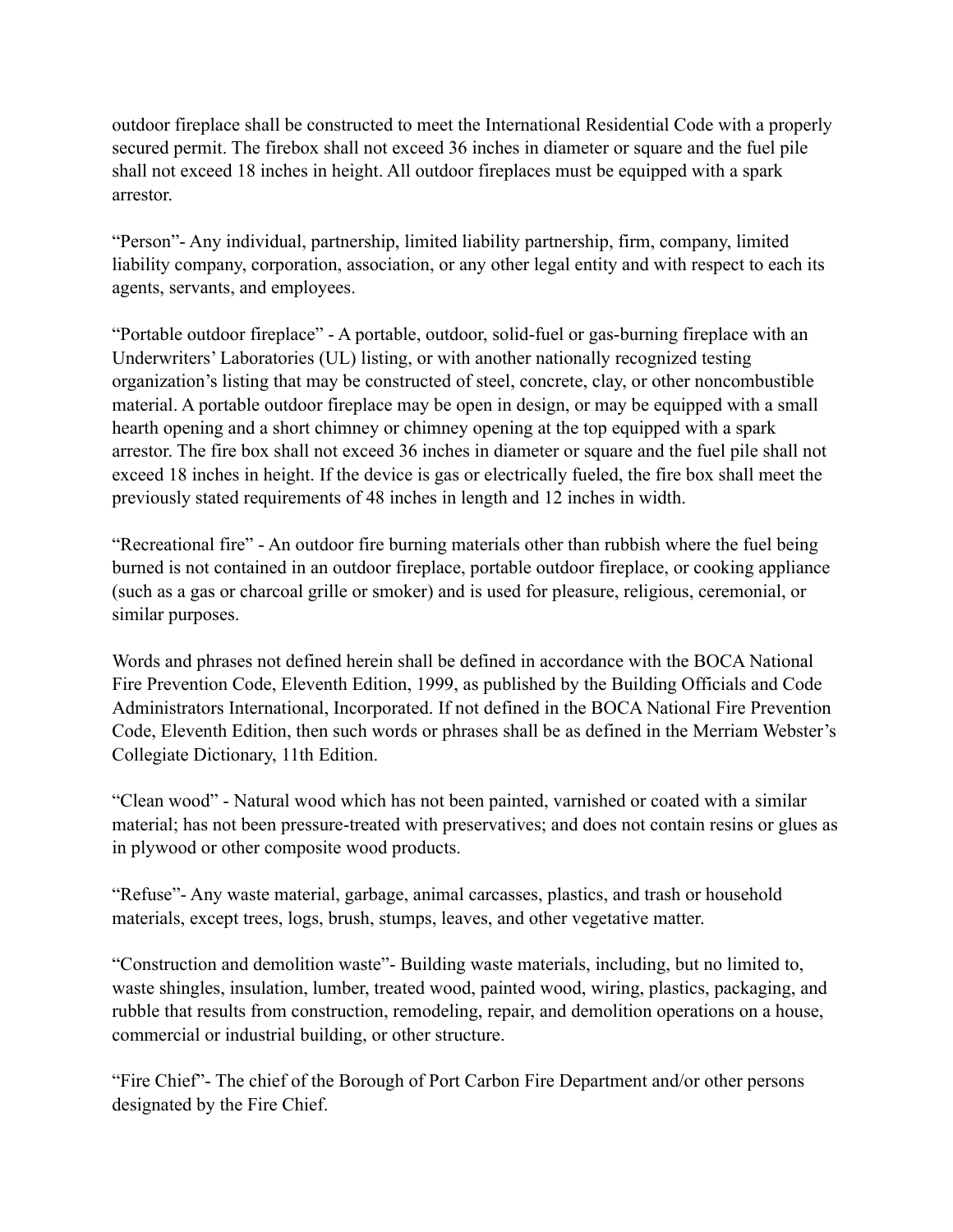outdoor fireplace shall be constructed to meet the International Residential Code with a properly secured permit. The firebox shall not exceed 36 inches in diameter or square and the fuel pile shall not exceed 18 inches in height. All outdoor fireplaces must be equipped with a spark arrestor.

“Person”- Any individual, partnership, limited liability partnership, firm, company, limited liability company, corporation, association, or any other legal entity and with respect to each its agents, servants, and employees.

“Portable outdoor fireplace” - A portable, outdoor, solid-fuel or gas-burning fireplace with an Underwriters’ Laboratories (UL) listing, or with another nationally recognized testing organization’s listing that may be constructed of steel, concrete, clay, or other noncombustible material. A portable outdoor fireplace may be open in design, or may be equipped with a small hearth opening and a short chimney or chimney opening at the top equipped with a spark arrestor. The fire box shall not exceed 36 inches in diameter or square and the fuel pile shall not exceed 18 inches in height. If the device is gas or electrically fueled, the fire box shall meet the previously stated requirements of 48 inches in length and 12 inches in width.

“Recreational fire” - An outdoor fire burning materials other than rubbish where the fuel being burned is not contained in an outdoor fireplace, portable outdoor fireplace, or cooking appliance (such as a gas or charcoal grille or smoker) and is used for pleasure, religious, ceremonial, or similar purposes.

Words and phrases not defined herein shall be defined in accordance with the BOCA National Fire Prevention Code, Eleventh Edition, 1999, as published by the Building Officials and Code Administrators International, Incorporated. If not defined in the BOCA National Fire Prevention Code, Eleventh Edition, then such words or phrases shall be as defined in the Merriam Webster’s Collegiate Dictionary, 11th Edition.

“Clean wood” - Natural wood which has not been painted, varnished or coated with a similar material; has not been pressure-treated with preservatives; and does not contain resins or glues as in plywood or other composite wood products.

“Refuse”- Any waste material, garbage, animal carcasses, plastics, and trash or household materials, except trees, logs, brush, stumps, leaves, and other vegetative matter.

“Construction and demolition waste”- Building waste materials, including, but no limited to, waste shingles, insulation, lumber, treated wood, painted wood, wiring, plastics, packaging, and rubble that results from construction, remodeling, repair, and demolition operations on a house, commercial or industrial building, or other structure.

“Fire Chief”- The chief of the Borough of Port Carbon Fire Department and/or other persons designated by the Fire Chief.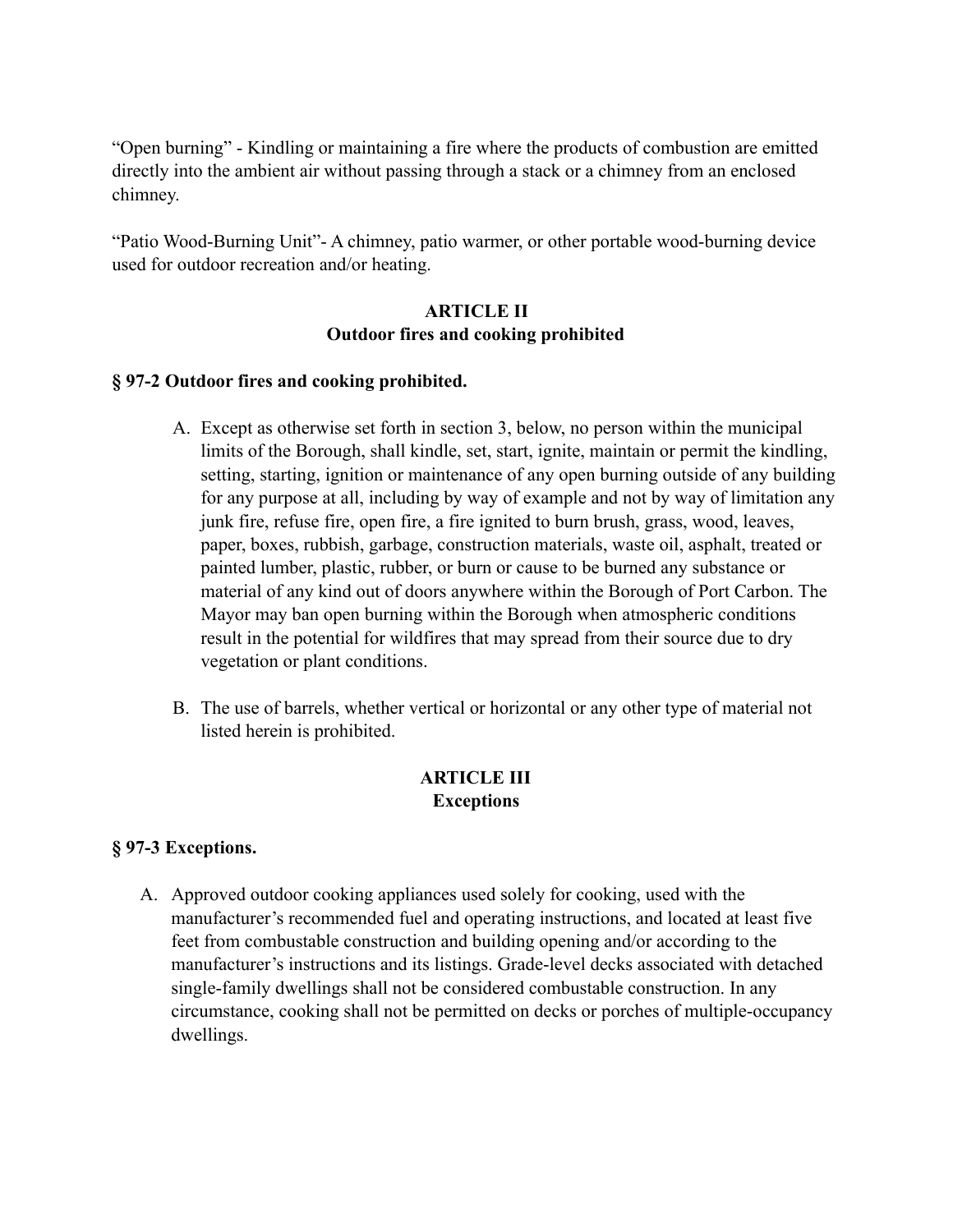“Open burning” - Kindling or maintaining a fire where the products of combustion are emitted directly into the ambient air without passing through a stack or a chimney from an enclosed chimney.

“Patio Wood-Burning Unit”- A chimney, patio warmer, or other portable wood-burning device used for outdoor recreation and/or heating.

## ARTICLE II
## Outdoor fires and cooking prohibited

### § 97-2 Outdoor fires and cooking prohibited.

A. Except as otherwise set forth in section 3, below, no person within the municipal limits of the Borough, shall kindle, set, start, ignite, maintain or permit the kindling, setting, starting, ignition or maintenance of any open burning outside of any building for any purpose at all, including by way of example and not by way of limitation any junk fire, refuse fire, open fire, a fire ignited to burn brush, grass, wood, leaves, paper, boxes, rubbish, garbage, construction materials, waste oil, asphalt, treated or painted lumber, plastic, rubber, or burn or cause to be burned any substance or material of any kind out of doors anywhere within the Borough of Port Carbon. The Mayor may ban open burning within the Borough when atmospheric conditions result in the potential for wildfires that may spread from their source due to dry vegetation or plant conditions.

B. The use of barrels, whether vertical or horizontal or any other type of material not listed herein is prohibited.

## ARTICLE III
## Exceptions

### § 97-3 Exceptions.

A. Approved outdoor cooking appliances used solely for cooking, used with the manufacturer’s recommended fuel and operating instructions, and located at least five feet from combustable construction and building opening and/or according to the manufacturer’s instructions and its listings. Grade-level decks associated with detached single-family dwellings shall not be considered combustable construction. In any circumstance, cooking shall not be permitted on decks or porches of multiple-occupancy dwellings.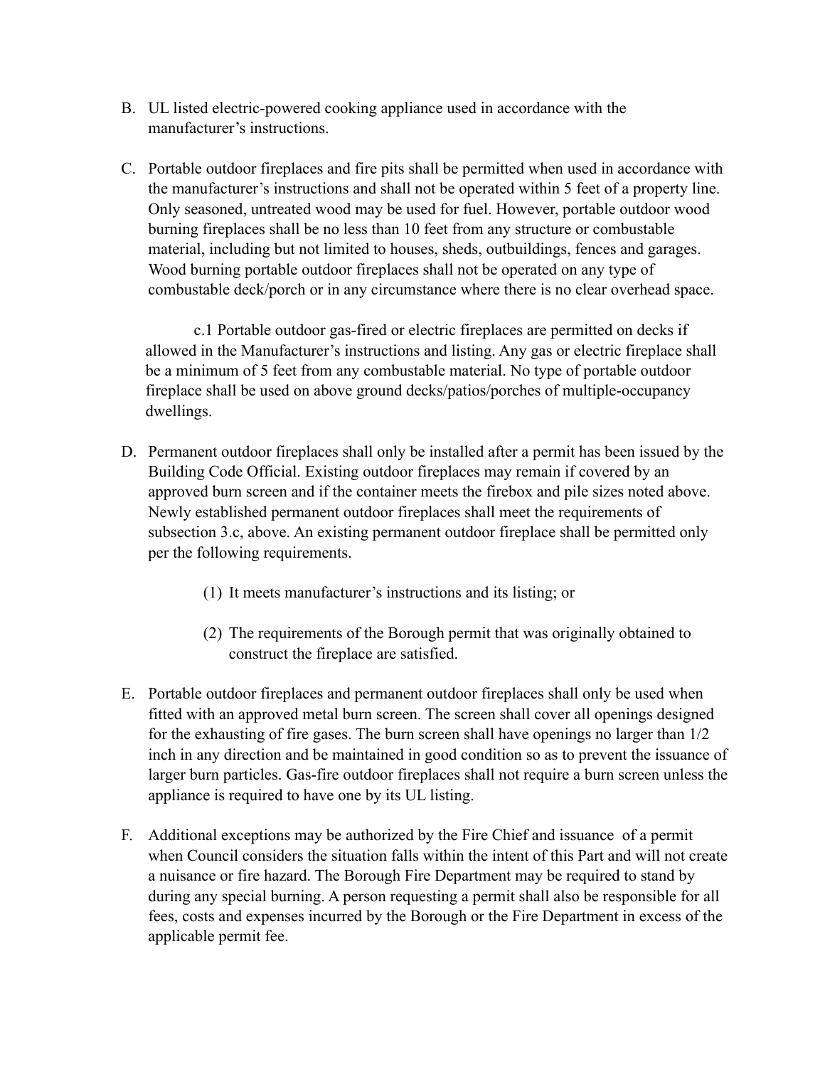B. UL listed electric-powered cooking appliance used in accordance with the manufacturer's instructions.

C. Portable outdoor fireplaces and fire pits shall be permitted when used in accordance with the manufacturer's instructions and shall not be operated within 5 feet of a property line. Only seasoned, untreated wood may be used for fuel. However, portable outdoor wood burning fireplaces shall be no less than 10 feet from any structure or combustable material, including but not limited to houses, sheds, outbuildings, fences and garages. Wood burning portable outdoor fireplaces shall not be operated on any type of combustable deck/porch or in any circumstance where there is no clear overhead space.

c.1 Portable outdoor gas-fired or electric fireplaces are permitted on decks if allowed in the Manufacturer's instructions and listing. Any gas or electric fireplace shall be a minimum of 5 feet from any combustable material. No type of portable outdoor fireplace shall be used on above ground decks/patios/porches of multiple-occupancy dwellings.

D. Permanent outdoor fireplaces shall only be installed after a permit has been issued by the Building Code Official. Existing outdoor fireplaces may remain if covered by an approved burn screen and if the container meets the firebox and pile sizes noted above. Newly established permanent outdoor fireplaces shall meet the requirements of subsection 3.c, above. An existing permanent outdoor fireplace shall be permitted only per the following requirements.

(1) It meets manufacturer's instructions and its listing; or

(2) The requirements of the Borough permit that was originally obtained to construct the fireplace are satisfied.

E. Portable outdoor fireplaces and permanent outdoor fireplaces shall only be used when fitted with an approved metal burn screen. The screen shall cover all openings designed for the exhausting of fire gases. The burn screen shall have openings no larger than 1/2 inch in any direction and be maintained in good condition so as to prevent the issuance of larger burn particles. Gas-fire outdoor fireplaces shall not require a burn screen unless the appliance is required to have one by its UL listing.

F. Additional exceptions may be authorized by the Fire Chief and issuance of a permit when Council considers the situation falls within the intent of this Part and will not create a nuisance or fire hazard. The Borough Fire Department may be required to stand by during any special burning. A person requesting a permit shall also be responsible for all fees, costs and expenses incurred by the Borough or the Fire Department in excess of the applicable permit fee.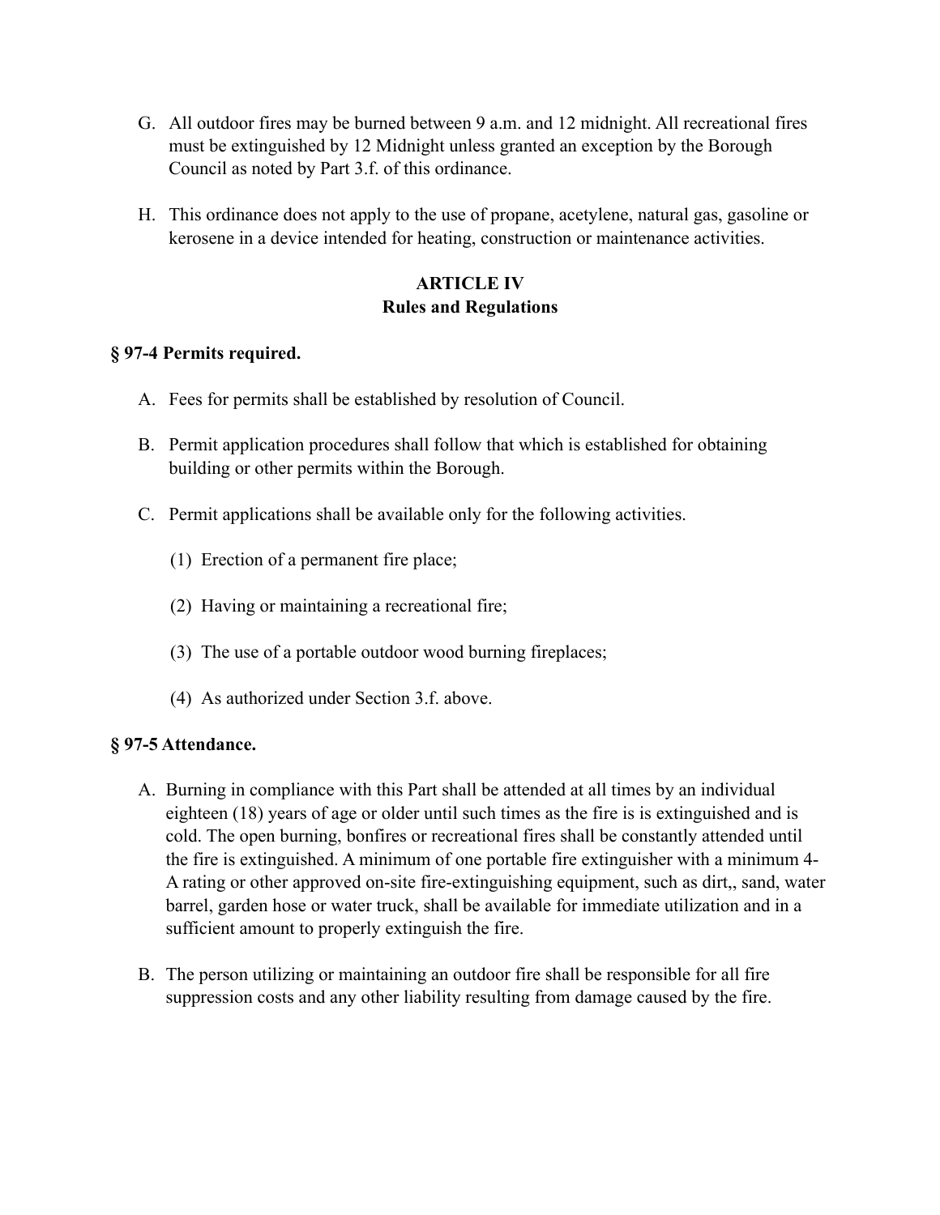G. All outdoor fires may be burned between 9 a.m. and 12 midnight. All recreational fires must be extinguished by 12 Midnight unless granted an exception by the Borough Council as noted by Part 3.f. of this ordinance.

H. This ordinance does not apply to the use of propane, acetylene, natural gas, gasoline or kerosene in a device intended for heating, construction or maintenance activities.

## ARTICLE IV
## Rules and Regulations

**§ 97-4 Permits required.**

A. Fees for permits shall be established by resolution of Council.

B. Permit application procedures shall follow that which is established for obtaining building or other permits within the Borough.

C. Permit applications shall be available only for the following activities.

(1) Erection of a permanent fire place;

(2) Having or maintaining a recreational fire;

(3) The use of a portable outdoor wood burning fireplaces;

(4) As authorized under Section 3.f. above.

**§ 97-5 Attendance.**

A. Burning in compliance with this Part shall be attended at all times by an individual eighteen (18) years of age or older until such times as the fire is is extinguished and is cold. The open burning, bonfires or recreational fires shall be constantly attended until the fire is extinguished. A minimum of one portable fire extinguisher with a minimum 4-A rating or other approved on-site fire-extinguishing equipment, such as dirt,, sand, water barrel, garden hose or water truck, shall be available for immediate utilization and in a sufficient amount to properly extinguish the fire.

B. The person utilizing or maintaining an outdoor fire shall be responsible for all fire suppression costs and any other liability resulting from damage caused by the fire.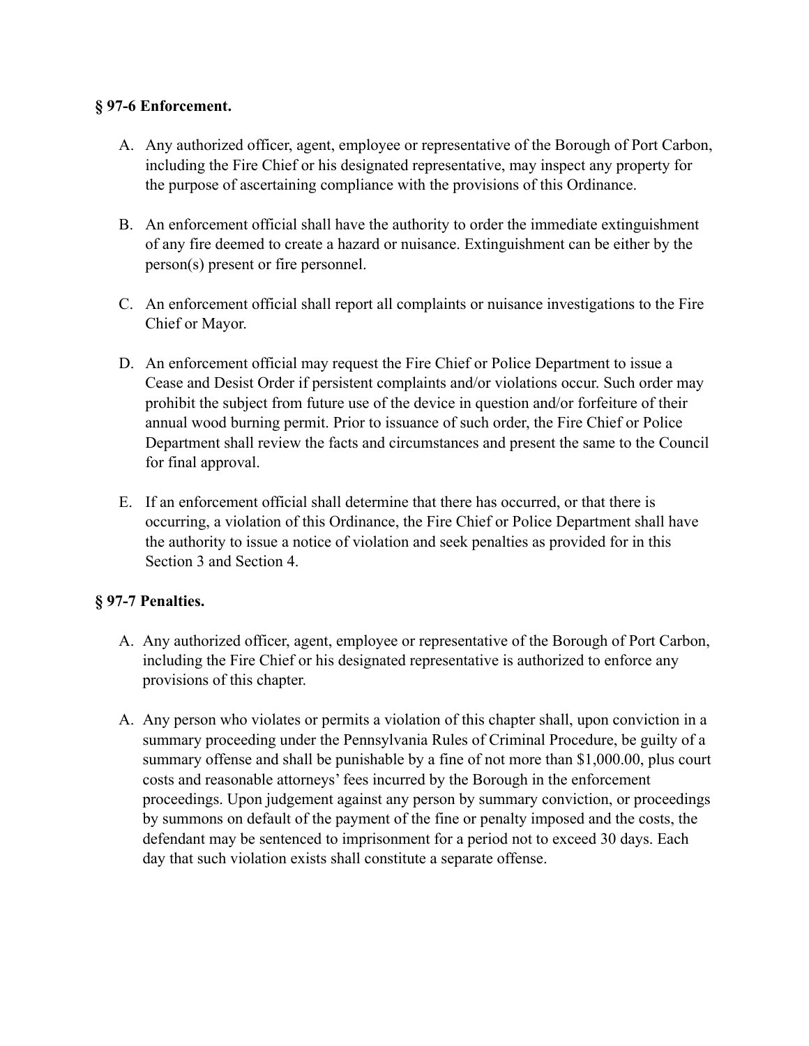### § 97-6 Enforcement.

A. Any authorized officer, agent, employee or representative of the Borough of Port Carbon, including the Fire Chief or his designated representative, may inspect any property for the purpose of ascertaining compliance with the provisions of this Ordinance.

B. An enforcement official shall have the authority to order the immediate extinguishment of any fire deemed to create a hazard or nuisance. Extinguishment can be either by the person(s) present or fire personnel.

C. An enforcement official shall report all complaints or nuisance investigations to the Fire Chief or Mayor.

D. An enforcement official may request the Fire Chief or Police Department to issue a Cease and Desist Order if persistent complaints and/or violations occur. Such order may prohibit the subject from future use of the device in question and/or forfeiture of their annual wood burning permit. Prior to issuance of such order, the Fire Chief or Police Department shall review the facts and circumstances and present the same to the Council for final approval.

E. If an enforcement official shall determine that there has occurred, or that there is occurring, a violation of this Ordinance, the Fire Chief or Police Department shall have the authority to issue a notice of violation and seek penalties as provided for in this Section 3 and Section 4.

### § 97-7 Penalties.

A. Any authorized officer, agent, employee or representative of the Borough of Port Carbon, including the Fire Chief or his designated representative is authorized to enforce any provisions of this chapter.

A. Any person who violates or permits a violation of this chapter shall, upon conviction in a summary proceeding under the Pennsylvania Rules of Criminal Procedure, be guilty of a summary offense and shall be punishable by a fine of not more than $1,000.00, plus court costs and reasonable attorneys' fees incurred by the Borough in the enforcement proceedings. Upon judgement against any person by summary conviction, or proceedings by summons on default of the payment of the fine or penalty imposed and the costs, the defendant may be sentenced to imprisonment for a period not to exceed 30 days. Each day that such violation exists shall constitute a separate offense.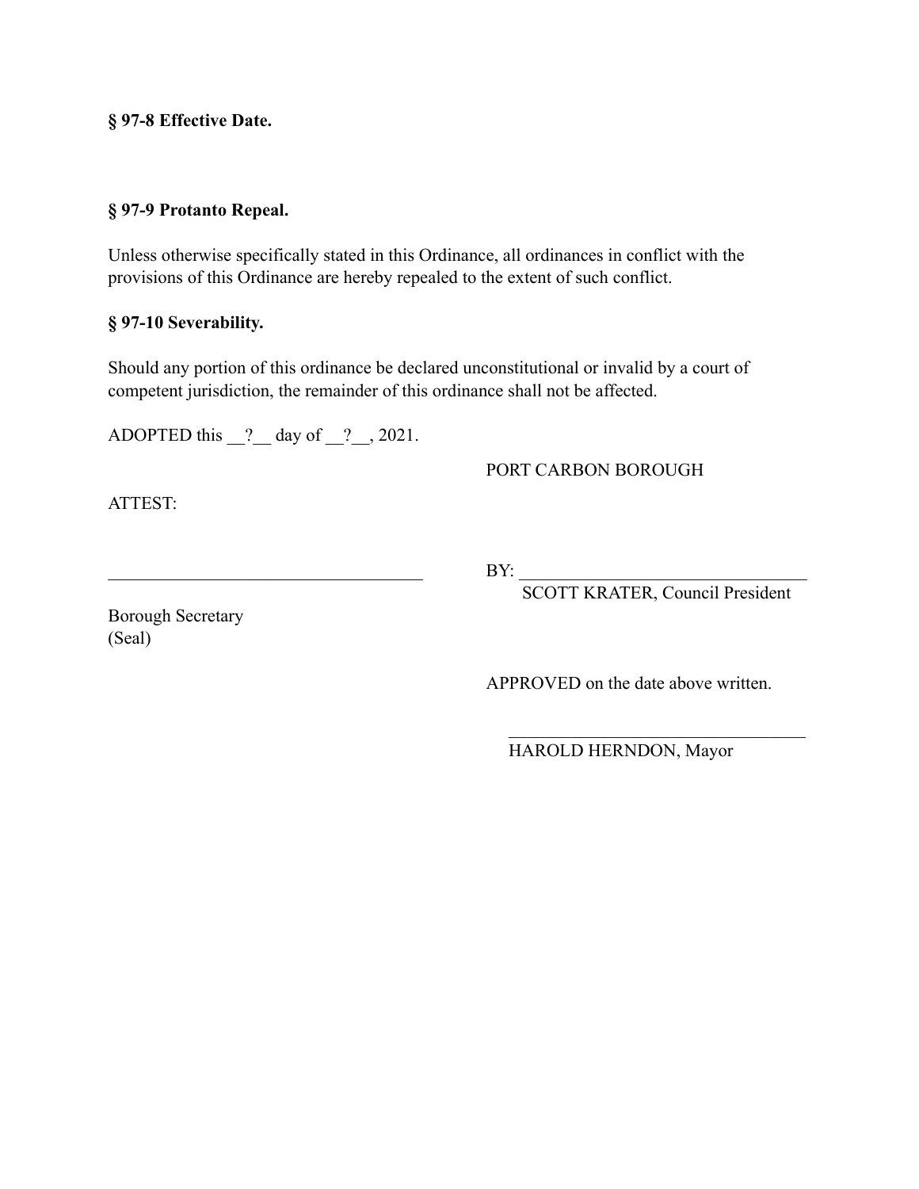**§ 97-8 Effective Date.**

**§ 97-9 Protanto Repeal.**

Unless otherwise specifically stated in this Ordinance, all ordinances in conflict with the provisions of this Ordinance are hereby repealed to the extent of such conflict.

**§ 97-10 Severability.**

Should any portion of this ordinance be declared unconstitutional or invalid by a court of competent jurisdiction, the remainder of this ordinance shall not be affected.

ADOPTED this __?__ day of __?__, 2021.

PORT CARBON BOROUGH

ATTEST:

___________________________________

Borough Secretary
(Seal)

BY: _______________________________
SCOTT KRATER, Council President

APPROVED on the date above written.

___________________________________
HAROLD HERNDON, Mayor